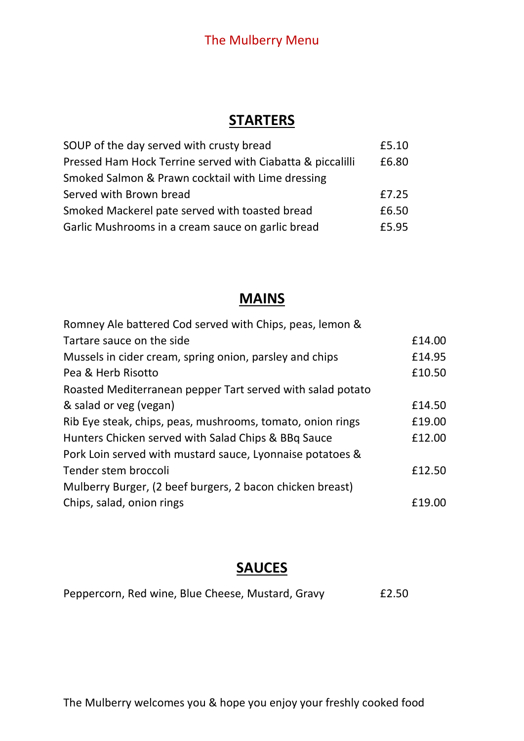# The Mulberry Menu

## STARTERS

| | |
|---|---|
| SOUP of the day served with crusty bread | £5.10 |
| Pressed Ham Hock Terrine served with Ciabatta & piccalilli | £6.80 |
| Smoked Salmon & Prawn cocktail with Lime dressing Served with Brown bread | £7.25 |
| Smoked Mackerel pate served with toasted bread | £6.50 |
| Garlic Mushrooms in a cream sauce on garlic bread | £5.95 |

## MAINS

| | |
|---|---|
| Romney Ale battered Cod served with Chips, peas, lemon & Tartare sauce on the side | £14.00 |
| Mussels in cider cream, spring onion, parsley and chips | £14.95 |
| Pea & Herb Risotto | £10.50 |
| Roasted Mediterranean pepper Tart served with salad potato & salad or veg (vegan) | £14.50 |
| Rib Eye steak, chips, peas, mushrooms, tomato, onion rings | £19.00 |
| Hunters Chicken served with Salad Chips & BBq Sauce | £12.00 |
| Pork Loin served with mustard sauce, Lyonnaise potatoes & Tender stem broccoli | £12.50 |
| Mulberry Burger, (2 beef burgers, 2 bacon chicken breast) Chips, salad, onion rings | £19.00 |

## SAUCES

| | |
|---|---|
| Peppercorn, Red wine, Blue Cheese, Mustard, Gravy | £2.50 |

The Mulberry welcomes you & hope you enjoy your freshly cooked food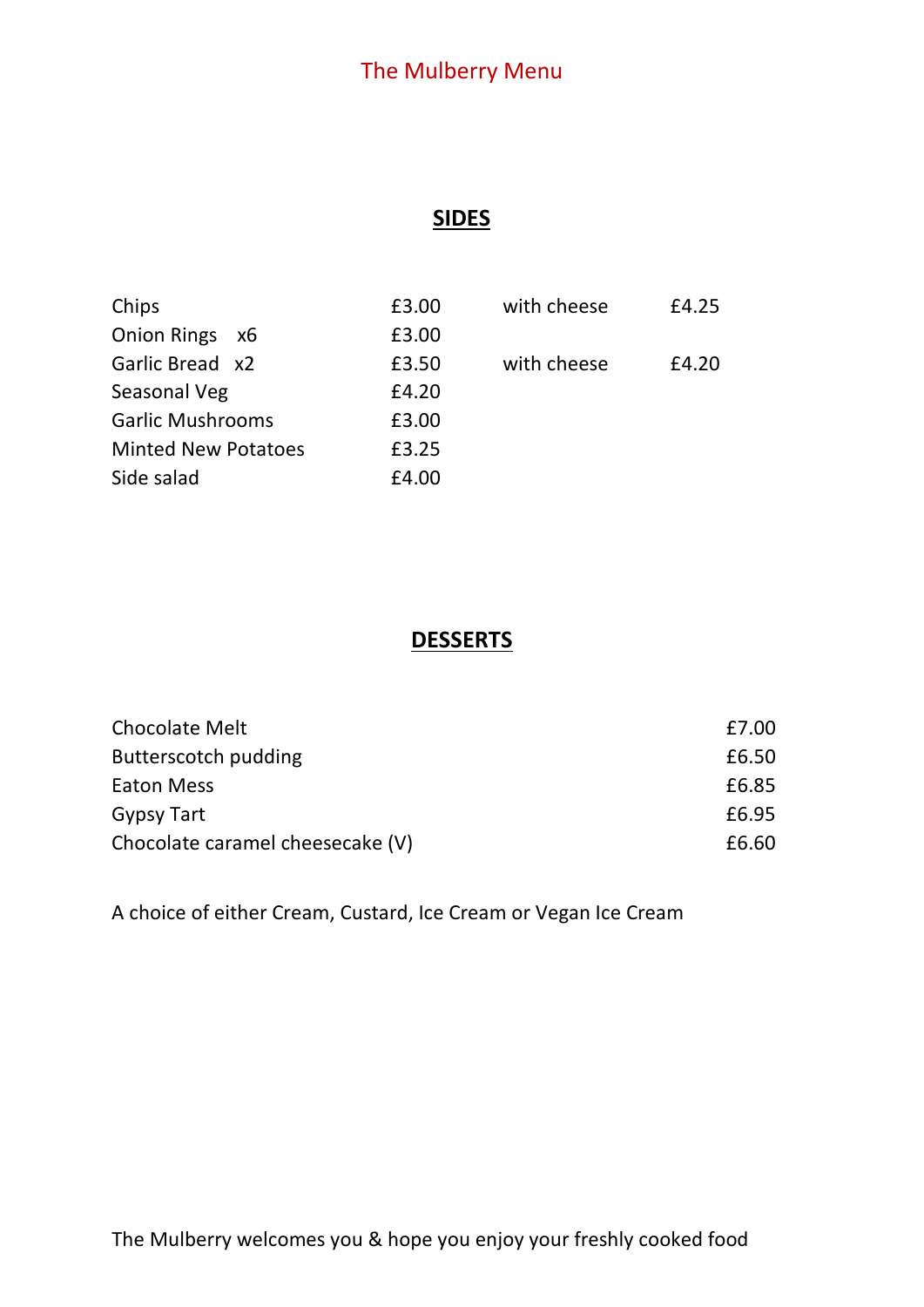# The Mulberry Menu

## SIDES

| | | | |
|---|---|---|---|
| Chips | £3.00 | with cheese | £4.25 |
| Onion Rings x6 | £3.00 | | |
| Garlic Bread x2 | £3.50 | with cheese | £4.20 |
| Seasonal Veg | £4.20 | | |
| Garlic Mushrooms | £3.00 | | |
| Minted New Potatoes | £3.25 | | |
| Side salad | £4.00 | | |

## DESSERTS

| | |
|---|---|
| Chocolate Melt | £7.00 |
| Butterscotch pudding | £6.50 |
| Eaton Mess | £6.85 |
| Gypsy Tart | £6.95 |
| Chocolate caramel cheesecake (V) | £6.60 |

A choice of either Cream, Custard, Ice Cream or Vegan Ice Cream

The Mulberry welcomes you & hope you enjoy your freshly cooked food